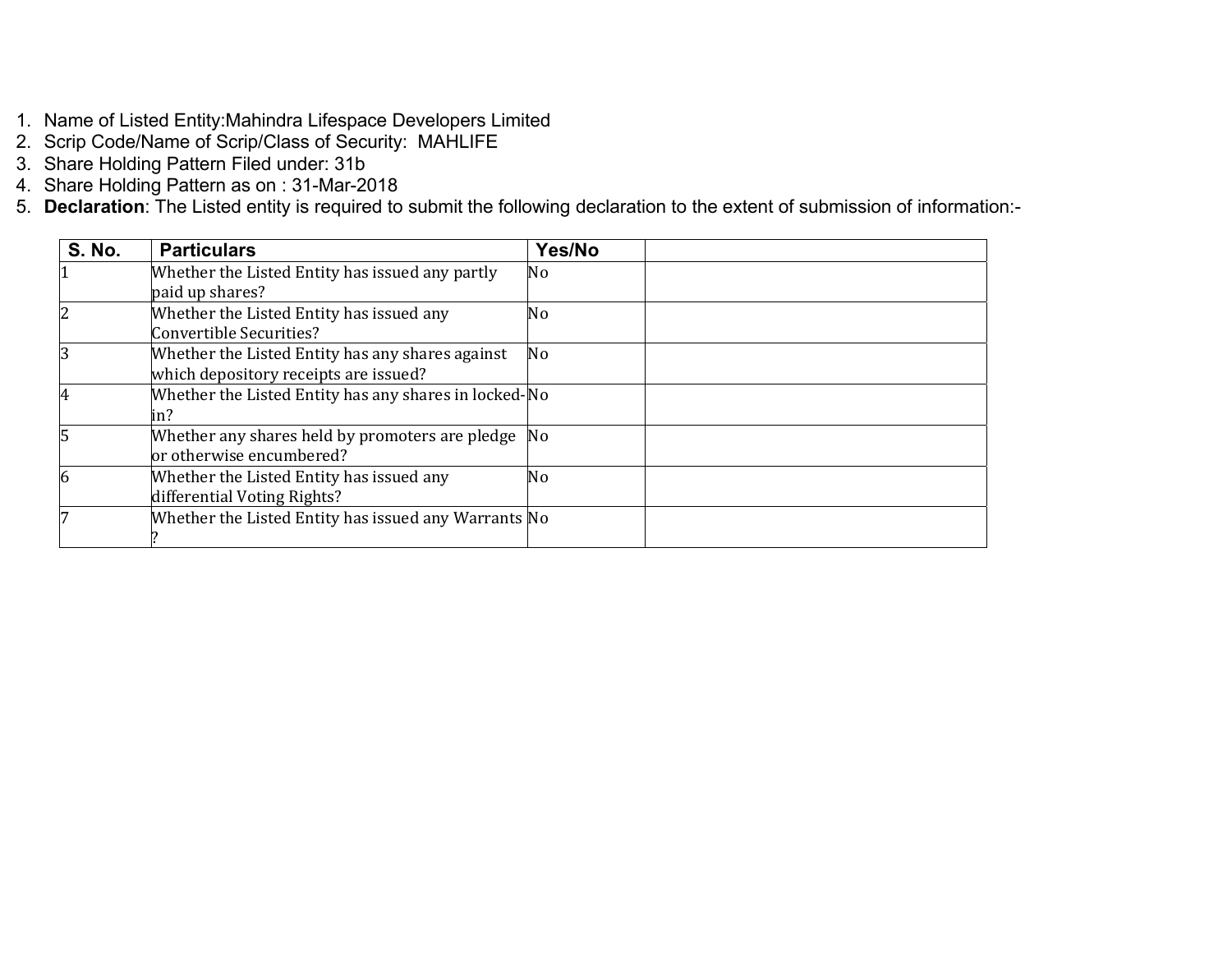1. Name of Listed Entity:Mahindra Lifespace Developers Limited
2. Scrip Code/Name of Scrip/Class of Security: MAHLIFE
3. Share Holding Pattern Filed under: 31b
4. Share Holding Pattern as on : 31-Mar-2018
5. **Declaration**: The Listed entity is required to submit the following declaration to the extent of submission of information:-

| S. No. | Particulars | Yes/No | |
|---|---|---|---|
| 1 | Whether the Listed Entity has issued any partly paid up shares? | No | |
| 2 | Whether the Listed Entity has issued any Convertible Securities? | No | |
| 3 | Whether the Listed Entity has any shares against which depository receipts are issued? | No | |
| 4 | Whether the Listed Entity has any shares in locked-in? | No | |
| 5 | Whether any shares held by promoters are pledge or otherwise encumbered? | No | |
| 6 | Whether the Listed Entity has issued any differential Voting Rights? | No | |
| 7 | Whether the Listed Entity has issued any Warrants ? | No | |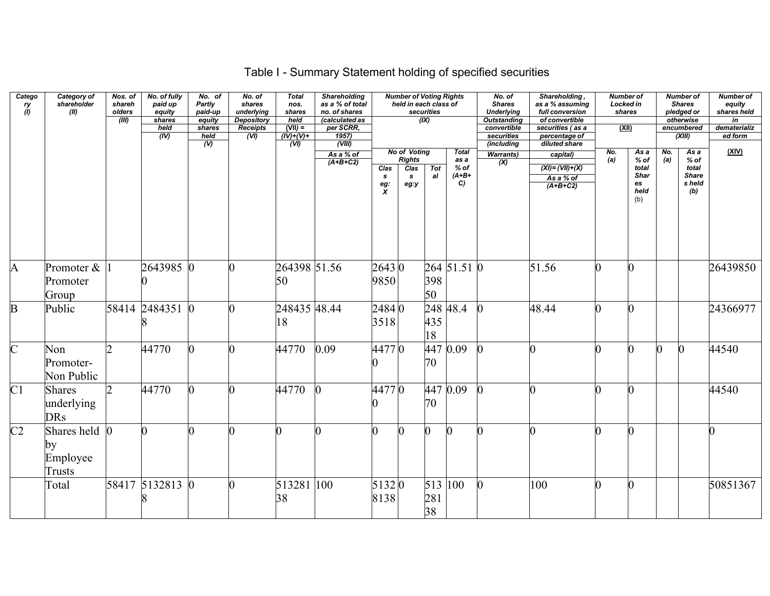# Table I - Summary Statement holding of specified securities

| Category (I) | Category of shareholder (II) | Nos. of shareholders (III) | No. of fully paid up equity shares held (IV) | No. of Partly paid-up equity shares held (V) | No. of shares underlying Depository Receipts (VI) | Total nos. shares held (VII) = (IV)+(V)+ (VI) | Shareholding as a % of total no. of shares (calculated as per SCRR, 1957) (VIII) As a % of (A+B+C2) | Number of Voting Rights held in each class of securities (IX) | | | | No. of Shares Underlying Outstanding convertible securities (including Warrants) (X) | Shareholding , as a % assuming full conversion of convertible securities ( as a percentage of diluted share capital) (XI)= (VII)+(X) As a % of (A+B+C2) | Number of Locked in shares (XII) | | Number of Shares pledged or otherwise encumbered (XIII) | | Number of equity shares held in dematerialized form (XIV) |
|---|---|---|---|---|---|---|---|---|---|---|---|---|---|---|---|---|---|---|
| | | | | | | | | No of Voting Rights | | | Total as a % of (A+B+C) | | | No. (a) | As a % of total Shares held (b) | No. (a) | As a % of total Shares held (b) | |
| | | | | | | | | Class eg: X | Class eg:y | Total | | | | | | | | |
| A | Promoter & Promoter Group | 1 | 26439850 | 0 | 0 | 26439850 | 51.56 | 26439850 | 0 | 26439850 | 51.51 | 0 | 51.56 | 0 | 0 | | | 26439850 |
| B | Public | 58414 | 24843518 | 0 | 0 | 24843518 | 48.44 | 24843518 | 0 | 24843518 | 48.4 | 0 | 48.44 | 0 | 0 | | | 24366977 |
| C | Non Promoter- Non Public | 2 | 44770 | 0 | 0 | 44770 | 0.09 | 44770 | 0 | 44770 | 0.09 | 0 | 0 | 0 | 0 | 0 | 0 | 44540 |
| C1 | Shares underlying DRs | 2 | 44770 | 0 | 0 | 44770 | 0 | 44770 | 0 | 44770 | 0.09 | 0 | 0 | 0 | 0 | | | 44540 |
| C2 | Shares held by Employee Trusts | 0 | 0 | 0 | 0 | 0 | 0 | 0 | 0 | 0 | 0 | 0 | 0 | 0 | 0 | | | 0 |
| | Total | 58417 | 51328138 | 0 | 0 | 51328138 | 100 | 51328138 | 0 | 51328138 | 100 | 0 | 100 | 0 | 0 | | | 50851367 |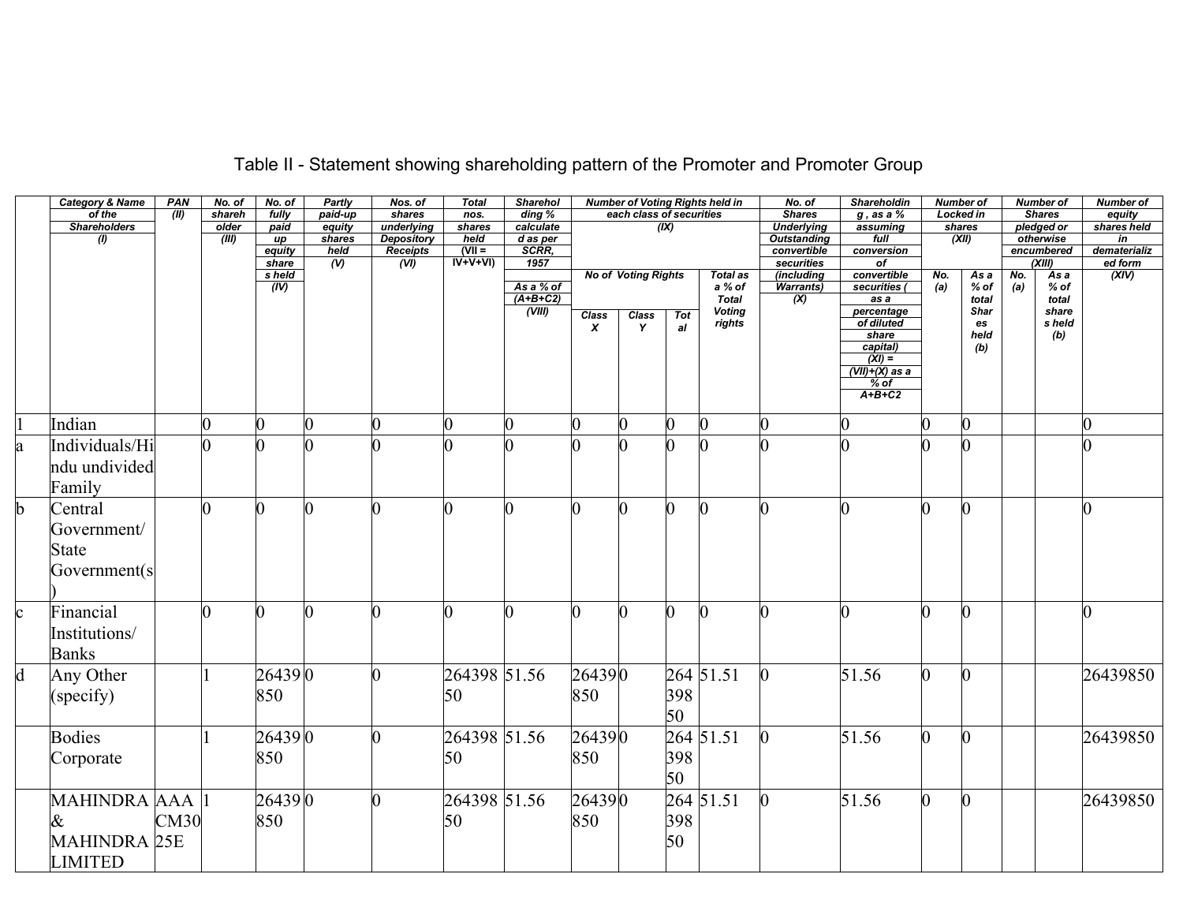# Table II - Statement showing shareholding pattern of the Promoter and Promoter Group

| | Category & Name of the Shareholders (I) | PAN (II) | No. of shareholder (III) | No. of fully paid up equity shares held (IV) | Partly paid-up equity shares held (V) | Nos. of shares underlying Depository Receipts (VI) | Total nos. shares held (VII = IV+V+VI) | Shareholding % calculated as per SCRR, 1957 As a % of (A+B+C2) (VIII) | Number of Voting Rights held in each class of securities (IX) | | | | No. of Shares Underlying Outstanding convertible securities (including Warrants) (X) | Shareholding , as a % assuming full conversion of convertible securities ( as a percentage of diluted share capital) (XI) = (VII)+(X) as a % of A+B+C2 | Number of Locked in shares (XII) | | Number of Shares pledged or otherwise encumbered (XIII) | | Number of equity shares held in dematerialized form (XIV) |
|---|---|---|---|---|---|---|---|---|---|---|---|---|---|---|---|---|---|---|---|
| | | | | | | | | | No of Voting Rights | | | Total as a % of Total Voting rights | | | No. (a) | As a % of total Shares held (b) | No. (a) | As a % of total shares held (b) | |
| | | | | | | | | | Class X | Class Y | Total | | | | | | | | |
| 1 | Indian | | 0 | 0 | 0 | 0 | 0 | 0 | 0 | 0 | 0 | 0 | 0 | 0 | 0 | 0 | | | 0 |
| a | Individuals/Hindu undivided Family | | 0 | 0 | 0 | 0 | 0 | 0 | 0 | 0 | 0 | 0 | 0 | 0 | 0 | 0 | | | 0 |
| b | Central Government/ State Government(s) | | 0 | 0 | 0 | 0 | 0 | 0 | 0 | 0 | 0 | 0 | 0 | 0 | 0 | 0 | | | 0 |
| c | Financial Institutions/ Banks | | 0 | 0 | 0 | 0 | 0 | 0 | 0 | 0 | 0 | 0 | 0 | 0 | 0 | 0 | | | 0 |
| d | Any Other (specify) | | 1 | 26439850 | 0 | 0 | 26439850 | 51.56 | 26439850 | 0 | 26439850 | 51.51 | 0 | 51.56 | 0 | 0 | | | 26439850 |
| | Bodies Corporate | | 1 | 26439850 | 0 | 0 | 26439850 | 51.56 | 26439850 | 0 | 26439850 | 51.51 | 0 | 51.56 | 0 | 0 | | | 26439850 |
| | MAHINDRA & MAHINDRA LIMITED | AAACM3025E | 1 | 26439850 | 0 | 0 | 26439850 | 51.56 | 26439850 | 0 | 26439850 | 51.51 | 0 | 51.56 | 0 | 0 | | | 26439850 |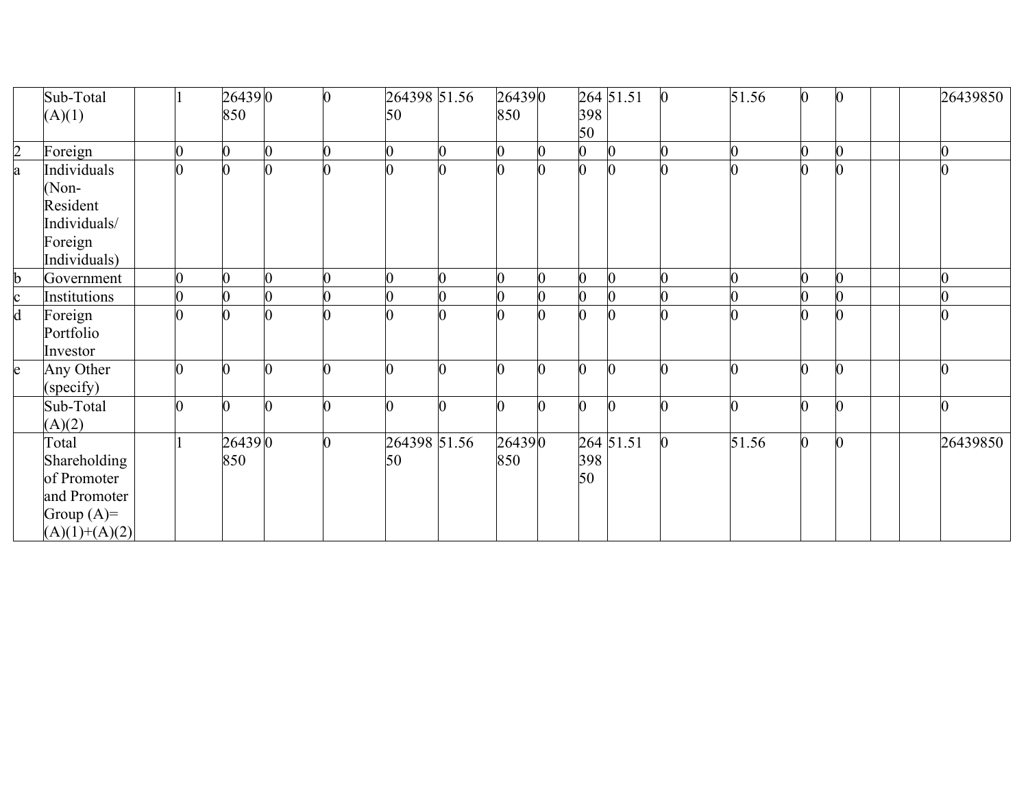| | | | | | | | | | | | | | | | | | | | |
|---|---|---|---|---|---|---|---|---|---|---|---|---|---|---|---|---|---|---|---|
| | Sub-Total (A)(1) | | 1 | 26439850 | 0 | 0 | 26439850 | 51.56 | 26439850 | 0 | 26439850 | 51.51 | 0 | 51.56 | 0 | 0 | | | 26439850 |
| 2 | Foreign | | 0 | 0 | 0 | 0 | 0 | 0 | 0 | 0 | 0 | 0 | 0 | 0 | 0 | 0 | | | 0 |
| a | Individuals (Non-Resident Individuals/ Foreign Individuals) | | 0 | 0 | 0 | 0 | 0 | 0 | 0 | 0 | 0 | 0 | 0 | 0 | 0 | 0 | | | 0 |
| b | Government | | 0 | 0 | 0 | 0 | 0 | 0 | 0 | 0 | 0 | 0 | 0 | 0 | 0 | 0 | | | 0 |
| c | Institutions | | 0 | 0 | 0 | 0 | 0 | 0 | 0 | 0 | 0 | 0 | 0 | 0 | 0 | 0 | | | 0 |
| d | Foreign Portfolio Investor | | 0 | 0 | 0 | 0 | 0 | 0 | 0 | 0 | 0 | 0 | 0 | 0 | 0 | 0 | | | 0 |
| e | Any Other (specify) | | 0 | 0 | 0 | 0 | 0 | 0 | 0 | 0 | 0 | 0 | 0 | 0 | 0 | 0 | | | 0 |
| | Sub-Total (A)(2) | | 0 | 0 | 0 | 0 | 0 | 0 | 0 | 0 | 0 | 0 | 0 | 0 | 0 | 0 | | | 0 |
| | Total Shareholding of Promoter and Promoter Group (A)=(A)(1)+(A)(2) | | 1 | 26439850 | 0 | 0 | 26439850 | 51.56 | 26439850 | 0 | 26439850 | 51.51 | 0 | 51.56 | 0 | 0 | | | 26439850 |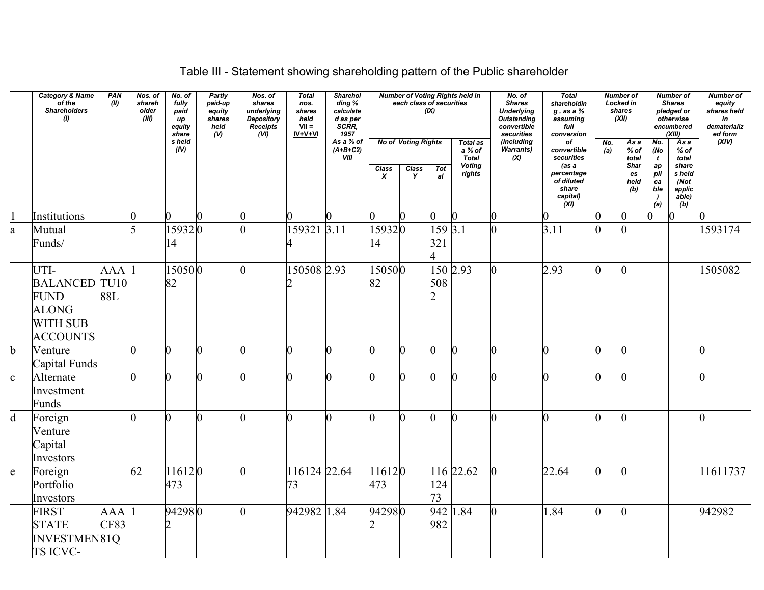# Table III - Statement showing shareholding pattern of the Public shareholder

| | Category & Name of the Shareholders (I) | PAN (II) | Nos. of shareholder (III) | No. of fully paid up equity shares held (IV) | Partly paid-up equity shares held (V) | Nos. of shares underlying Depository Receipts (VI) | Total nos. shares held VII = IV+V+VI | Shareholding % calculated as per SCRR, 1957 As a % of (A+B+C2) VIII | Number of Voting Rights held in each class of securities (IX) | | | | No. of Shares Underlying Outstanding convertible securities (including Warrants) (X) | Total shareholding , as a % assuming full conversion of convertible securities (as a percentage of diluted share capital) (XI) | Number of Locked in shares (XII) | | Number of Shares pledged or otherwise encumbered (XIII) | | Number of equity shares held in dematerialized form (XIV) |
|---|---|---|---|---|---|---|---|---|---|---|---|---|---|---|---|---|---|---|---|
| | | | | | | | | | No of Voting Rights | | | Total as a % of Total Voting rights | | | No. (a) | As a % of total Shares held (b) | No. (Not applicable) (a) | As a % of total shares held (Not applicable) (b) | |
| | | | | | | | | | Class X | Class Y | Total | | | | | | | | |
| 1 | Institutions | | 0 | 0 | 0 | 0 | 0 | 0 | 0 | 0 | 0 | 0 | 0 | 0 | 0 | 0 | 0 | 0 | 0 |
| a | Mutual Funds/ | | 5 | 1593214 | 0 | 0 | 1593214 | 3.11 | 1593214 | 0 | 1593214 | 3.1 | 0 | 3.11 | 0 | 0 | | | 1593174 |
| | UTI-BALANCED FUND ALONG WITH SUB ACCOUNTS | AAATU1088L | 1 | 1505082 | 0 | 0 | 1505082 | 2.93 | 1505082 | 0 | 1505082 | 2.93 | 0 | 2.93 | 0 | 0 | | | 1505082 |
| b | Venture Capital Funds | | 0 | 0 | 0 | 0 | 0 | 0 | 0 | 0 | 0 | 0 | 0 | 0 | 0 | 0 | | | 0 |
| c | Alternate Investment Funds | | 0 | 0 | 0 | 0 | 0 | 0 | 0 | 0 | 0 | 0 | 0 | 0 | 0 | 0 | | | 0 |
| d | Foreign Venture Capital Investors | | 0 | 0 | 0 | 0 | 0 | 0 | 0 | 0 | 0 | 0 | 0 | 0 | 0 | 0 | | | 0 |
| e | Foreign Portfolio Investors | | 62 | 11612473 | 0 | 0 | 11612473 | 22.64 | 11612473 | 0 | 11612473 | 22.62 | 0 | 22.64 | 0 | 0 | | | 11611737 |
| | FIRST STATE INVESTMENTS ICVC- | AAACF8381Q | 1 | 942982 | 0 | 0 | 942982 | 1.84 | 942982 | 0 | 942982 | 1.84 | 0 | 1.84 | 0 | 0 | | | 942982 |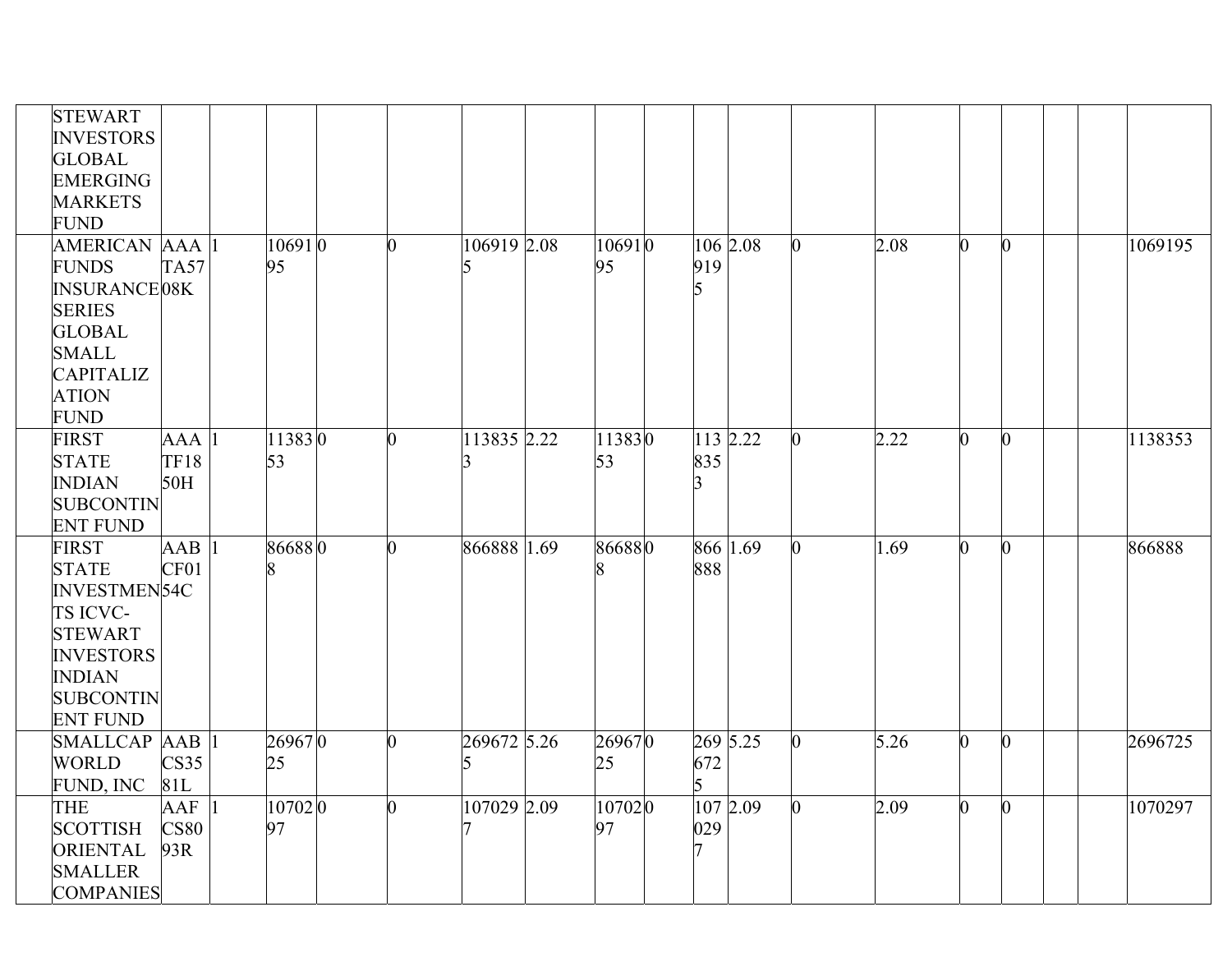| | | | | | | | | | | | | | | | | | | | |
|---|---|---|---|---|---|---|---|---|---|---|---|---|---|---|---|---|---|---|---|
| | STEWART INVESTORS GLOBAL EMERGING MARKETS FUND | | | | | | | | | | | | | | | | | | |
| | AMERICAN FUNDS INSURANCE SERIES GLOBAL SMALL CAPITALIZATION FUND | AAATA5708K | 1 | 1069195 | 0 | 0 | 1069195 | 2.08 | 1069195 | 0 | 1069195 | 2.08 | 0 | 2.08 | 0 | 0 | | | 1069195 |
| | FIRST STATE INDIAN SUBCONTINENT FUND | AAATF1850H | 1 | 1138353 | 0 | 0 | 1138353 | 2.22 | 1138353 | 0 | 1138353 | 2.22 | 0 | 2.22 | 0 | 0 | | | 1138353 |
| | FIRST STATE INVESTMENTS ICVC-STEWART INVESTORS INDIAN SUBCONTINENT FUND | AABCF0154C | 1 | 866888 | 0 | 0 | 866888 | 1.69 | 866888 | 0 | 866888 | 1.69 | 0 | 1.69 | 0 | 0 | | | 866888 |
| | SMALLCAP WORLD FUND, INC | AABCS3581L | 1 | 2696725 | 0 | 0 | 2696725 | 5.26 | 2696725 | 0 | 2696725 | 5.25 | 0 | 5.26 | 0 | 0 | | | 2696725 |
| | THE SCOTTISH ORIENTAL SMALLER COMPANIES | AAFCS8093R | 1 | 1070297 | 0 | 0 | 1070297 | 2.09 | 1070297 | 0 | 1070297 | 2.09 | 0 | 2.09 | 0 | 0 | | | 1070297 |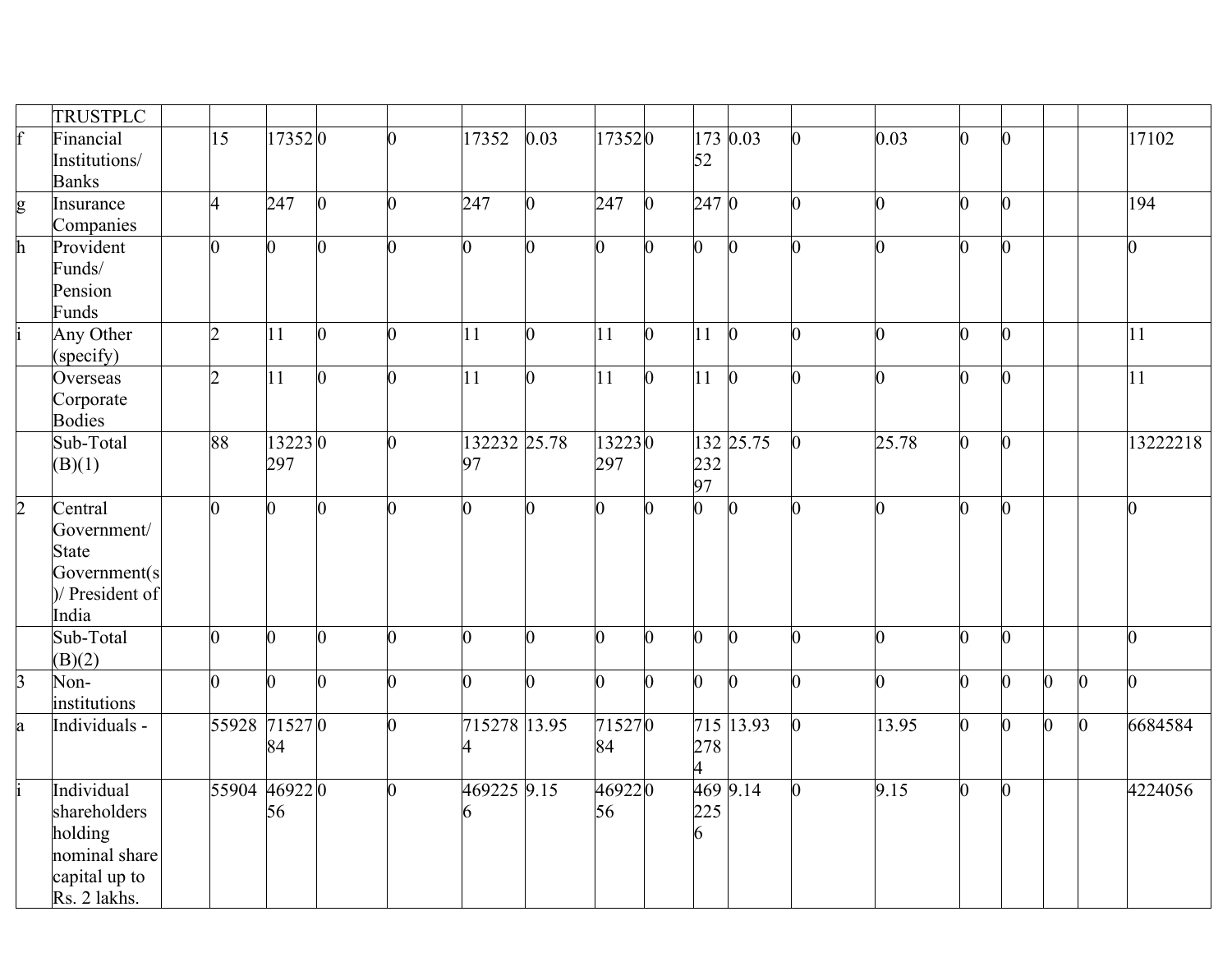| | TRUSTPLC | | | | | | | | | | | | | | | | | |
|---|---|---|---|---|---|---|---|---|---|---|---|---|---|---|---|---|---|---|
| f | Financial Institutions/ Banks | | 15 | 17352 | 0 | 0 | 17352 | 0.03 | 17352 | 0 | 17352 | 0.03 | 0 | 0.03 | 0 | 0 | | | 17102 |
| g | Insurance Companies | | 4 | 247 | 0 | 0 | 247 | 0 | 247 | 0 | 247 | 0 | 0 | 0 | 0 | 0 | | | 194 |
| h | Provident Funds/ Pension Funds | | 0 | 0 | 0 | 0 | 0 | 0 | 0 | 0 | 0 | 0 | 0 | 0 | 0 | 0 | | | 0 |
| i | Any Other (specify) | | 2 | 11 | 0 | 0 | 11 | 0 | 11 | 0 | 11 | 0 | 0 | 0 | 0 | 0 | | | 11 |
| | Overseas Corporate Bodies | | 2 | 11 | 0 | 0 | 11 | 0 | 11 | 0 | 11 | 0 | 0 | 0 | 0 | 0 | | | 11 |
| | Sub-Total (B)(1) | | 88 | 13223297 | 0 | 0 | 13223297 | 25.78 | 13223297 | 0 | 13223297 | 25.75 | 0 | 25.78 | 0 | 0 | | | 13222218 |
| 2 | Central Government/ State Government(s)/ President of India | | 0 | 0 | 0 | 0 | 0 | 0 | 0 | 0 | 0 | 0 | 0 | 0 | 0 | 0 | | | 0 |
| | Sub-Total (B)(2) | | 0 | 0 | 0 | 0 | 0 | 0 | 0 | 0 | 0 | 0 | 0 | 0 | 0 | 0 | | | 0 |
| 3 | Non-institutions | | 0 | 0 | 0 | 0 | 0 | 0 | 0 | 0 | 0 | 0 | 0 | 0 | 0 | 0 | 0 | 0 | 0 |
| a | Individuals - | | 55928 | 7152784 | 0 | 0 | 7152784 | 13.95 | 7152784 | 0 | 7152784 | 13.93 | 0 | 13.95 | 0 | 0 | 0 | 0 | 6684584 |
| i | Individual shareholders holding nominal share capital up to Rs. 2 lakhs. | | 55904 | 4692256 | 0 | 0 | 4692256 | 9.15 | 4692256 | 0 | 4692256 | 9.14 | 0 | 9.15 | 0 | 0 | | | 4224056 |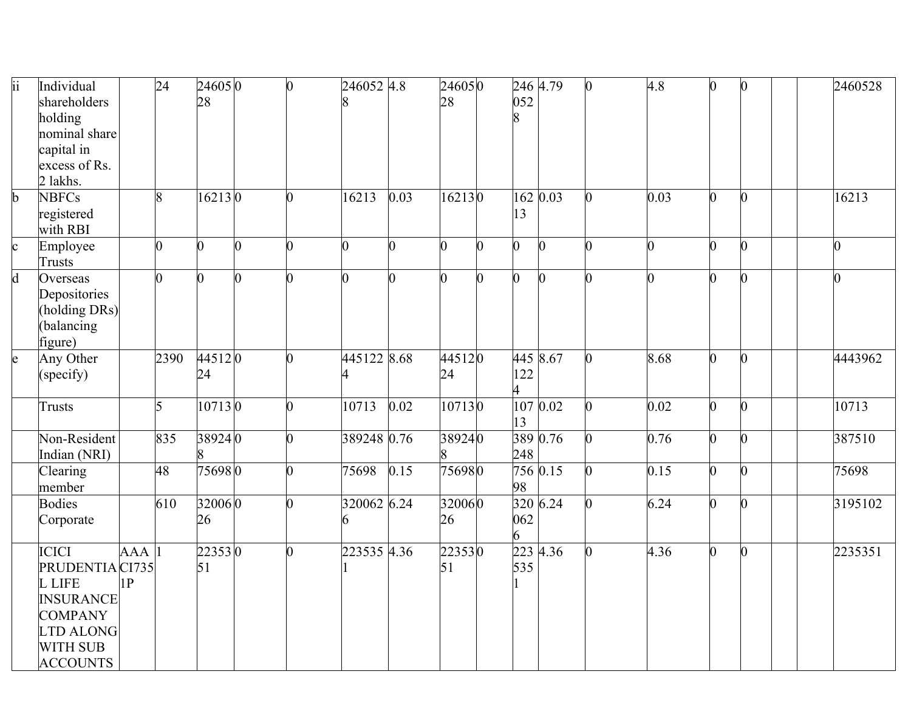| | | | | | | | | | | | | | | | | | | | |
|---|---|---|---|---|---|---|---|---|---|---|---|---|---|---|---|---|---|---|---|
| ii | Individual shareholders holding nominal share capital in excess of Rs. 2 lakhs. | | 24 | 2460528 | 0 | 0 | 2460528 | 4.8 | 2460528 | 0 | 2460528 | 4.79 | 0 | 4.8 | 0 | 0 | | | 2460528 |
| b | NBFCs registered with RBI | | 8 | 16213 | 0 | 0 | 16213 | 0.03 | 16213 | 0 | 16213 | 0.03 | 0 | 0.03 | 0 | 0 | | | 16213 |
| c | Employee Trusts | | 0 | 0 | 0 | 0 | 0 | 0 | 0 | 0 | 0 | 0 | 0 | 0 | 0 | 0 | | | 0 |
| d | Overseas Depositories (holding DRs) (balancing figure) | | 0 | 0 | 0 | 0 | 0 | 0 | 0 | 0 | 0 | 0 | 0 | 0 | 0 | 0 | | | 0 |
| e | Any Other (specify) | | 2390 | 4451224 | 0 | 0 | 4451224 | 8.68 | 4451224 | 0 | 4451224 | 8.67 | 0 | 8.68 | 0 | 0 | | | 4443962 |
| | Trusts | | 5 | 10713 | 0 | 0 | 10713 | 0.02 | 10713 | 0 | 10713 | 0.02 | 0 | 0.02 | 0 | 0 | | | 10713 |
| | Non-Resident Indian (NRI) | | 835 | 389248 | 0 | 0 | 389248 | 0.76 | 389248 | 0 | 389248 | 0.76 | 0 | 0.76 | 0 | 0 | | | 387510 |
| | Clearing member | | 48 | 75698 | 0 | 0 | 75698 | 0.15 | 75698 | 0 | 75698 | 0.15 | 0 | 0.15 | 0 | 0 | | | 75698 |
| | Bodies Corporate | | 610 | 3200626 | 0 | 0 | 3200626 | 6.24 | 3200626 | 0 | 3200626 | 6.24 | 0 | 6.24 | 0 | 0 | | | 3195102 |
| | ICICI PRUDENTIAL LIFE INSURANCE COMPANY LTD ALONG WITH SUB ACCOUNTS | AAACI7351P | 1 | 2235351 | 0 | 0 | 2235351 | 4.36 | 2235351 | 0 | 2235351 | 4.36 | 0 | 4.36 | 0 | 0 | | | 2235351 |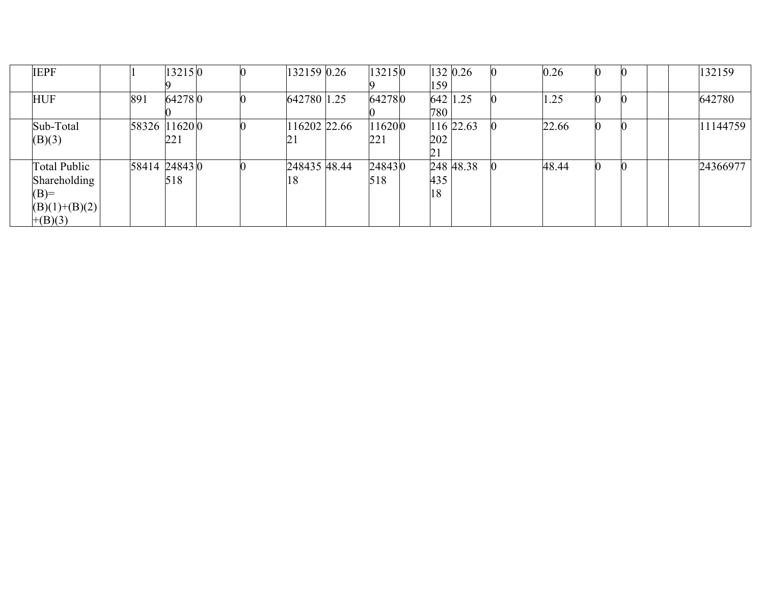| | IEPF | | 1 | 132159 | 0 | 0 | 132159 | 0.26 | 132159 | 0 | 132159 | 0.26 | 0 | 0.26 | 0 | 0 | | | 132159 |
|---|---|---|---|---|---|---|---|---|---|---|---|---|---|---|---|---|---|---|---|
| | HUF | | 891 | 642780 | 0 | 0 | 642780 | 1.25 | 642780 | 0 | 642780 | 1.25 | 0 | 1.25 | 0 | 0 | | | 642780 |
| | Sub-Total (B)(3) | | 58326 | 11620221 | 0 | 0 | 11620221 | 22.66 | 11620221 | 0 | 11620221 | 22.63 | 0 | 22.66 | 0 | 0 | | | 11144759 |
| | Total Public Shareholding (B)= (B)(1)+(B)(2)+(B)(3) | | 58414 | 24843518 | 0 | 0 | 24843518 | 48.44 | 24843518 | 0 | 24843518 | 48.38 | 0 | 48.44 | 0 | 0 | | | 24366977 |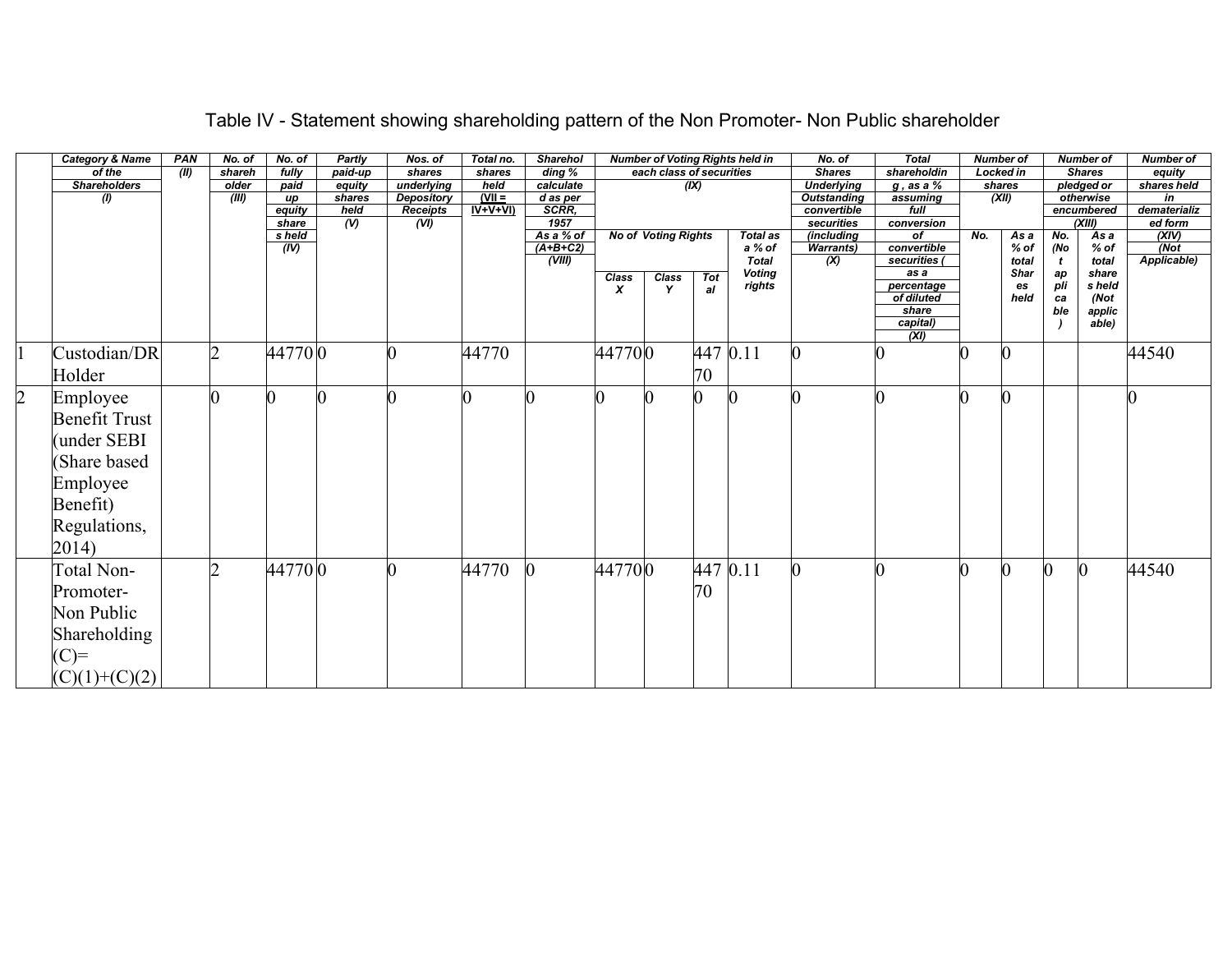# Table IV - Statement showing shareholding pattern of the Non Promoter- Non Public shareholder

| | Category & Name of the Shareholders (I) | PAN (II) | No. of shareholder (III) | No. of fully paid up equity shares held (IV) | Partly paid-up equity shares held (V) | Nos. of shares underlying Depository Receipts (VI) | Total no. shares held (VII = IV+V+VI) | Shareholding % calculated as per SCRR, 1957 As a % of (A+B+C2) (VIII) | Number of Voting Rights held in each class of securities (IX) | | | | No. of Shares Underlying Outstanding convertible securities (including Warrants) (X) | Total shareholding , as a % assuming full conversion of convertible securities ( as a percentage of diluted share capital) (XI) | Number of Locked in shares (XII) | | Number of Shares pledged or otherwise encumbered (XIII) | | Number of equity shares held in dematerialized form (XIV) (Not Applicable) |
|---|---|---|---|---|---|---|---|---|---|---|---|---|---|---|---|---|---|---|---|
| | | | | | | | | | No of Voting Rights | | | Total as a % of Total Voting rights | | | No. | As a % of total Shares held | No. (Not applicable) | As a % of total shares held (Not applicable) | |
| | | | | | | | | | Class X | Class Y | Total | | | | | | | | |
| 1 | Custodian/DR Holder | | 2 | 44770 | 0 | 0 | 44770 | | 44770 | 0 | 44770 | 0.11 | 0 | 0 | 0 | 0 | | | 44540 |
| 2 | Employee Benefit Trust (under SEBI (Share based Employee Benefit) Regulations, 2014) | | 0 | 0 | 0 | 0 | 0 | 0 | 0 | 0 | 0 | 0 | 0 | 0 | 0 | 0 | | | 0 |
| | Total Non-Promoter- Non Public Shareholding (C)= (C)(1)+(C)(2) | | 2 | 44770 | 0 | 0 | 44770 | 0 | 44770 | 0 | 44770 | 0.11 | 0 | 0 | 0 | 0 | 0 | 0 | 44540 |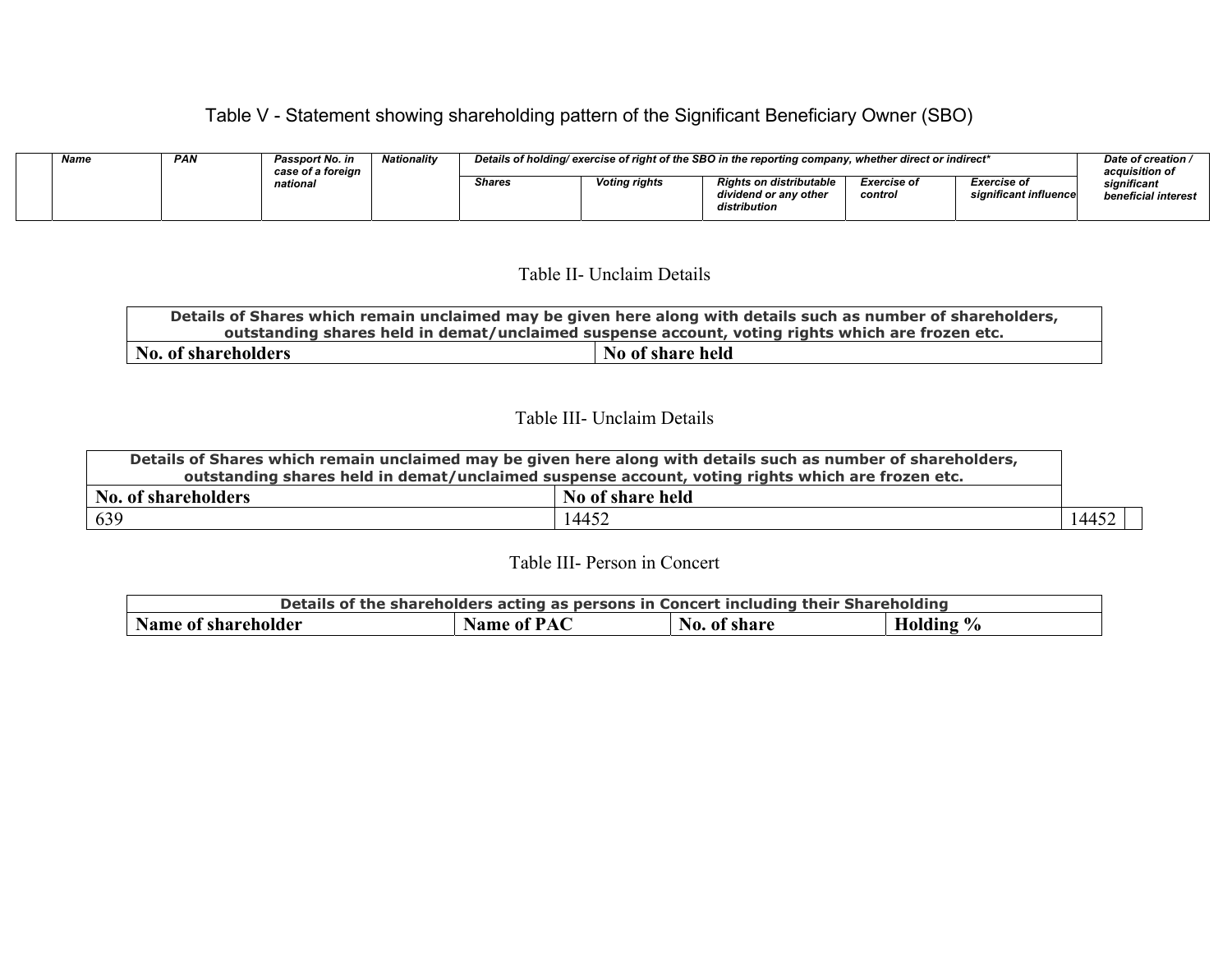## Table V - Statement showing shareholding pattern of the Significant Beneficiary Owner (SBO)

| | Name | PAN | Passport No. in case of a foreign national | Nationality | Details of holding/ exercise of right of the SBO in the reporting company, whether direct or indirect* | | | | | Date of creation / acquisition of significant beneficial interest |
|---|---|---|---|---|---|---|---|---|---|---|
| | | | | | Shares | Voting rights | Rights on distributable dividend or any other distribution | Exercise of control | Exercise of significant influence | |

## Table II- Unclaim Details

| Details of Shares which remain unclaimed may be given here along with details such as number of shareholders, outstanding shares held in demat/unclaimed suspense account, voting rights which are frozen etc. | |
|---|---|
| No. of shareholders | No of share held |

## Table III- Unclaim Details

| Details of Shares which remain unclaimed may be given here along with details such as number of shareholders, outstanding shares held in demat/unclaimed suspense account, voting rights which are frozen etc. | | | |
|---|---|---|---|
| No. of shareholders | No of share held | | |
| 639 | 14452 | 14452 | |

## Table III- Person in Concert

| Details of the shareholders acting as persons in Concert including their Shareholding | | | |
|---|---|---|---|
| Name of shareholder | Name of PAC | No. of share | Holding % |